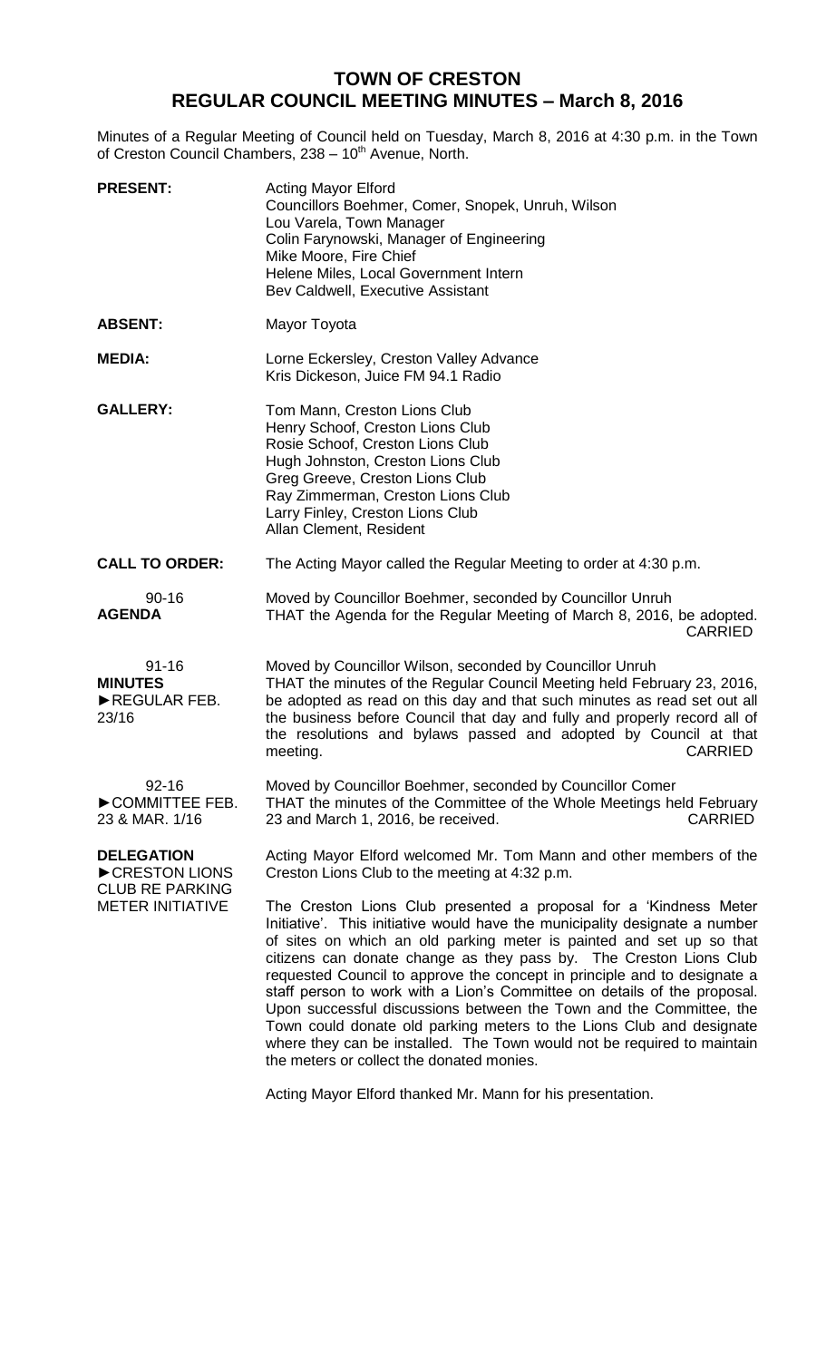# TOWN OF CRESTON
## REGULAR COUNCIL MEETING MINUTES – March 8, 2016

Minutes of a Regular Meeting of Council held on Tuesday, March 8, 2016 at 4:30 p.m. in the Town of Creston Council Chambers, 238 – 10th Avenue, North.

**PRESENT:**
Acting Mayor Elford
Councillors Boehmer, Comer, Snopek, Unruh, Wilson
Lou Varela, Town Manager
Colin Farynowski, Manager of Engineering
Mike Moore, Fire Chief
Helene Miles, Local Government Intern
Bev Caldwell, Executive Assistant

**ABSENT:**
Mayor Toyota

**MEDIA:**
Lorne Eckersley, Creston Valley Advance
Kris Dickeson, Juice FM 94.1 Radio

**GALLERY:**
Tom Mann, Creston Lions Club
Henry Schoof, Creston Lions Club
Rosie Schoof, Creston Lions Club
Hugh Johnston, Creston Lions Club
Greg Greeve, Creston Lions Club
Ray Zimmerman, Creston Lions Club
Larry Finley, Creston Lions Club
Allan Clement, Resident

**CALL TO ORDER:**
The Acting Mayor called the Regular Meeting to order at 4:30 p.m.

90-16
**AGENDA**

Moved by Councillor Boehmer, seconded by Councillor Unruh
THAT the Agenda for the Regular Meeting of March 8, 2016, be adopted.
CARRIED

91-16
**MINUTES**
►REGULAR FEB. 23/16

Moved by Councillor Wilson, seconded by Councillor Unruh
THAT the minutes of the Regular Council Meeting held February 23, 2016, be adopted as read on this day and that such minutes as read set out all the business before Council that day and fully and properly record all of the resolutions and bylaws passed and adopted by Council at that meeting.
CARRIED

92-16
►COMMITTEE FEB. 23 & MAR. 1/16

Moved by Councillor Boehmer, seconded by Councillor Comer
THAT the minutes of the Committee of the Whole Meetings held February 23 and March 1, 2016, be received.
CARRIED

**DELEGATION**
►CRESTON LIONS CLUB RE PARKING METER INITIATIVE

Acting Mayor Elford welcomed Mr. Tom Mann and other members of the Creston Lions Club to the meeting at 4:32 p.m.

The Creston Lions Club presented a proposal for a 'Kindness Meter Initiative'. This initiative would have the municipality designate a number of sites on which an old parking meter is painted and set up so that citizens can donate change as they pass by. The Creston Lions Club requested Council to approve the concept in principle and to designate a staff person to work with a Lion's Committee on details of the proposal. Upon successful discussions between the Town and the Committee, the Town could donate old parking meters to the Lions Club and designate where they can be installed. The Town would not be required to maintain the meters or collect the donated monies.

Acting Mayor Elford thanked Mr. Mann for his presentation.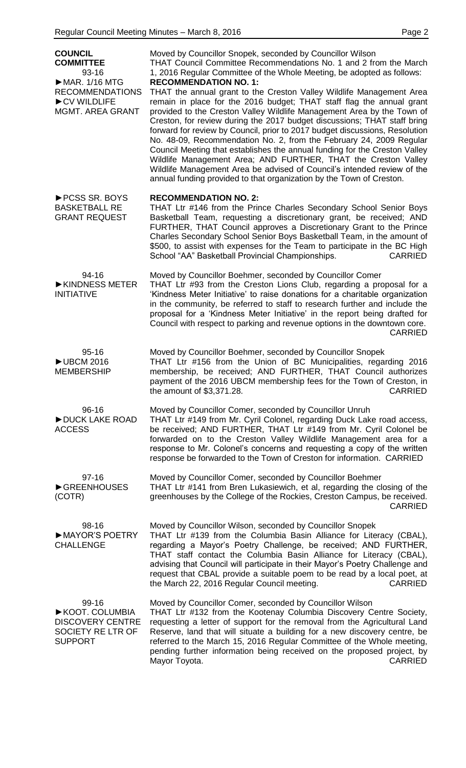**COUNCIL COMMITTEE**
93-16
►MAR. 1/16 MTG RECOMMENDATIONS
►CV WILDLIFE MGMT. AREA GRANT

Moved by Councillor Snopek, seconded by Councillor Wilson
THAT Council Committee Recommendations No. 1 and 2 from the March 1, 2016 Regular Committee of the Whole Meeting, be adopted as follows:

**RECOMMENDATION NO. 1:**
THAT the annual grant to the Creston Valley Wildlife Management Area remain in place for the 2016 budget; THAT staff flag the annual grant provided to the Creston Valley Wildlife Management Area by the Town of Creston, for review during the 2017 budget discussions; THAT staff bring forward for review by Council, prior to 2017 budget discussions, Resolution No. 48-09, Recommendation No. 2, from the February 24, 2009 Regular Council Meeting that establishes the annual funding for the Creston Valley Wildlife Management Area; AND FURTHER, THAT the Creston Valley Wildlife Management Area be advised of Council's intended review of the annual funding provided to that organization by the Town of Creston.

►PCSS SR. BOYS BASKETBALL RE GRANT REQUEST

**RECOMMENDATION NO. 2:**
THAT Ltr #146 from the Prince Charles Secondary School Senior Boys Basketball Team, requesting a discretionary grant, be received; AND FURTHER, THAT Council approves a Discretionary Grant to the Prince Charles Secondary School Senior Boys Basketball Team, in the amount of $500, to assist with expenses for the Team to participate in the BC High School "AA" Basketball Provincial Championships. CARRIED

94-16
►KINDNESS METER INITIATIVE

Moved by Councillor Boehmer, seconded by Councillor Comer
THAT Ltr #93 from the Creston Lions Club, regarding a proposal for a 'Kindness Meter Initiative' to raise donations for a charitable organization in the community, be referred to staff to research further and include the proposal for a 'Kindness Meter Initiative' in the report being drafted for Council with respect to parking and revenue options in the downtown core. CARRIED

95-16
►UBCM 2016 MEMBERSHIP

Moved by Councillor Boehmer, seconded by Councillor Snopek
THAT Ltr #156 from the Union of BC Municipalities, regarding 2016 membership, be received; AND FURTHER, THAT Council authorizes payment of the 2016 UBCM membership fees for the Town of Creston, in the amount of $3,371.28. CARRIED

96-16
►DUCK LAKE ROAD ACCESS

Moved by Councillor Comer, seconded by Councillor Unruh
THAT Ltr #149 from Mr. Cyril Colonel, regarding Duck Lake road access, be received; AND FURTHER, THAT Ltr #149 from Mr. Cyril Colonel be forwarded on to the Creston Valley Wildlife Management area for a response to Mr. Colonel's concerns and requesting a copy of the written response be forwarded to the Town of Creston for information. CARRIED

97-16
►GREENHOUSES (COTR)

Moved by Councillor Comer, seconded by Councillor Boehmer
THAT Ltr #141 from Bren Lukasiewich, et al, regarding the closing of the greenhouses by the College of the Rockies, Creston Campus, be received. CARRIED

98-16
►MAYOR'S POETRY CHALLENGE

Moved by Councillor Wilson, seconded by Councillor Snopek
THAT Ltr #139 from the Columbia Basin Alliance for Literacy (CBAL), regarding a Mayor's Poetry Challenge, be received; AND FURTHER, THAT staff contact the Columbia Basin Alliance for Literacy (CBAL), advising that Council will participate in their Mayor's Poetry Challenge and request that CBAL provide a suitable poem to be read by a local poet, at the March 22, 2016 Regular Council meeting. CARRIED

99-16
►KOOT. COLUMBIA DISCOVERY CENTRE SOCIETY RE LTR OF SUPPORT

Moved by Councillor Comer, seconded by Councillor Wilson
THAT Ltr #132 from the Kootenay Columbia Discovery Centre Society, requesting a letter of support for the removal from the Agricultural Land Reserve, land that will situate a building for a new discovery centre, be referred to the March 15, 2016 Regular Committee of the Whole meeting, pending further information being received on the proposed project, by Mayor Toyota. CARRIED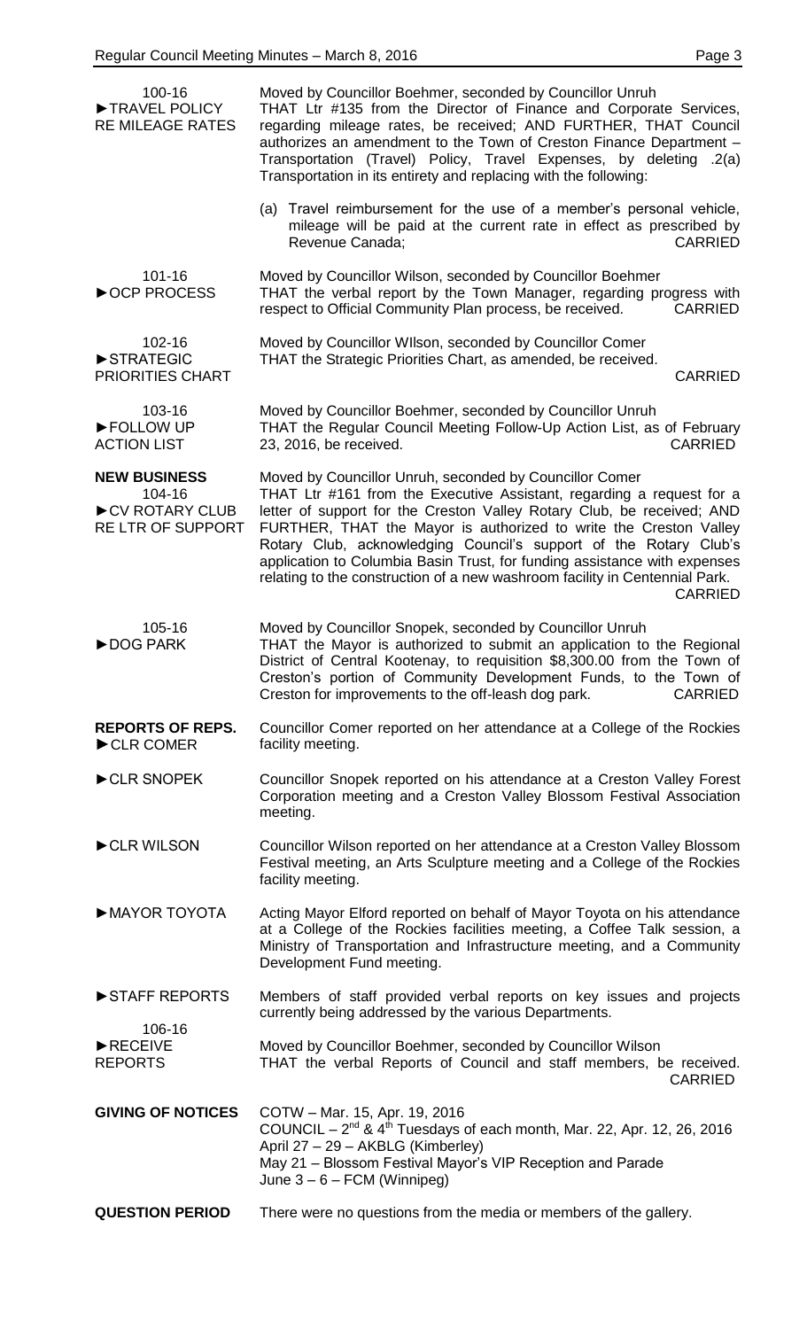**100-16**
**►TRAVEL POLICY RE MILEAGE RATES**

Moved by Councillor Boehmer, seconded by Councillor Unruh
THAT Ltr #135 from the Director of Finance and Corporate Services, regarding mileage rates, be received; AND FURTHER, THAT Council authorizes an amendment to the Town of Creston Finance Department – Transportation (Travel) Policy, Travel Expenses, by deleting .2(a) Transportation in its entirety and replacing with the following:

(a) Travel reimbursement for the use of a member's personal vehicle, mileage will be paid at the current rate in effect as prescribed by Revenue Canada; CARRIED

**101-16**
**►OCP PROCESS**

Moved by Councillor Wilson, seconded by Councillor Boehmer
THAT the verbal report by the Town Manager, regarding progress with respect to Official Community Plan process, be received. CARRIED

**102-16**
**►STRATEGIC PRIORITIES CHART**

Moved by Councillor WIlson, seconded by Councillor Comer
THAT the Strategic Priorities Chart, as amended, be received. CARRIED

**103-16**
**►FOLLOW UP ACTION LIST**

Moved by Councillor Boehmer, seconded by Councillor Unruh
THAT the Regular Council Meeting Follow-Up Action List, as of February 23, 2016, be received. CARRIED

**NEW BUSINESS**

**104-16**
**►CV ROTARY CLUB RE LTR OF SUPPORT**

Moved by Councillor Unruh, seconded by Councillor Comer
THAT Ltr #161 from the Executive Assistant, regarding a request for a letter of support for the Creston Valley Rotary Club, be received; AND FURTHER, THAT the Mayor is authorized to write the Creston Valley Rotary Club, acknowledging Council's support of the Rotary Club's application to Columbia Basin Trust, for funding assistance with expenses relating to the construction of a new washroom facility in Centennial Park. CARRIED

**105-16**
**►DOG PARK**

Moved by Councillor Snopek, seconded by Councillor Unruh
THAT the Mayor is authorized to submit an application to the Regional District of Central Kootenay, to requisition $8,300.00 from the Town of Creston's portion of Community Development Funds, to the Town of Creston for improvements to the off-leash dog park. CARRIED

**REPORTS OF REPS.**

**►CLR COMER**

Councillor Comer reported on her attendance at a College of the Rockies facility meeting.

**►CLR SNOPEK**

Councillor Snopek reported on his attendance at a Creston Valley Forest Corporation meeting and a Creston Valley Blossom Festival Association meeting.

**►CLR WILSON**

Councillor Wilson reported on her attendance at a Creston Valley Blossom Festival meeting, an Arts Sculpture meeting and a College of the Rockies facility meeting.

**►MAYOR TOYOTA**

Acting Mayor Elford reported on behalf of Mayor Toyota on his attendance at a College of the Rockies facilities meeting, a Coffee Talk session, a Ministry of Transportation and Infrastructure meeting, and a Community Development Fund meeting.

**►STAFF REPORTS**

Members of staff provided verbal reports on key issues and projects currently being addressed by the various Departments.

**106-16**
**►RECEIVE REPORTS**

Moved by Councillor Boehmer, seconded by Councillor Wilson
THAT the verbal Reports of Council and staff members, be received. CARRIED

**GIVING OF NOTICES**

COTW – Mar. 15, Apr. 19, 2016
COUNCIL – 2nd & 4th Tuesdays of each month, Mar. 22, Apr. 12, 26, 2016
April 27 – 29 – AKBLG (Kimberley)
May 21 – Blossom Festival Mayor's VIP Reception and Parade
June 3 – 6 – FCM (Winnipeg)

**QUESTION PERIOD**

There were no questions from the media or members of the gallery.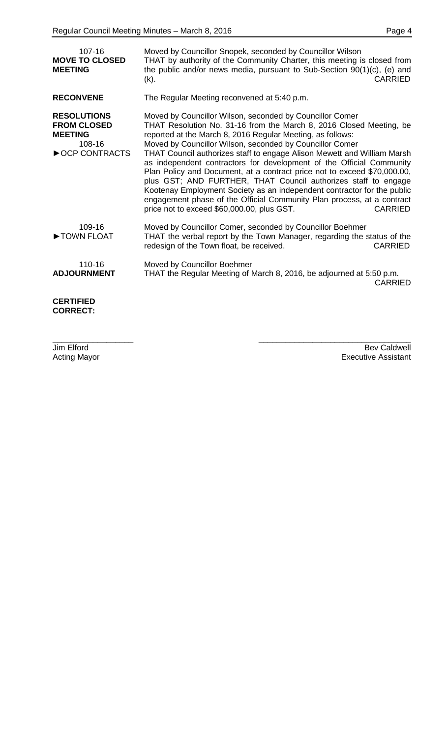**107-16**
**MOVE TO CLOSED MEETING**

Moved by Councillor Snopek, seconded by Councillor Wilson
THAT by authority of the Community Charter, this meeting is closed from the public and/or news media, pursuant to Sub-Section 90(1)(c), (e) and (k). CARRIED

**RECONVENE**

The Regular Meeting reconvened at 5:40 p.m.

**RESOLUTIONS FROM CLOSED MEETING**

**108-16**
**►OCP CONTRACTS**

Moved by Councillor Wilson, seconded by Councillor Comer
THAT Resolution No. 31-16 from the March 8, 2016 Closed Meeting, be reported at the March 8, 2016 Regular Meeting, as follows:
Moved by Councillor Wilson, seconded by Councillor Comer
THAT Council authorizes staff to engage Alison Mewett and William Marsh as independent contractors for development of the Official Community Plan Policy and Document, at a contract price not to exceed $70,000.00, plus GST; AND FURTHER, THAT Council authorizes staff to engage Kootenay Employment Society as an independent contractor for the public engagement phase of the Official Community Plan process, at a contract price not to exceed $60,000.00, plus GST. CARRIED

**109-16**
**►TOWN FLOAT**

Moved by Councillor Comer, seconded by Councillor Boehmer
THAT the verbal report by the Town Manager, regarding the status of the redesign of the Town float, be received. CARRIED

**110-16**
**ADJOURNMENT**

Moved by Councillor Boehmer
THAT the Regular Meeting of March 8, 2016, be adjourned at 5:50 p.m. CARRIED

**CERTIFIED CORRECT:**

\_\_\_\_\_\_\_\_\_\_\_\_\_\_\_\_\_\_
Jim Elford
Acting Mayor

\_\_\_\_\_\_\_\_\_\_\_\_\_\_\_\_\_\_
Bev Caldwell
Executive Assistant